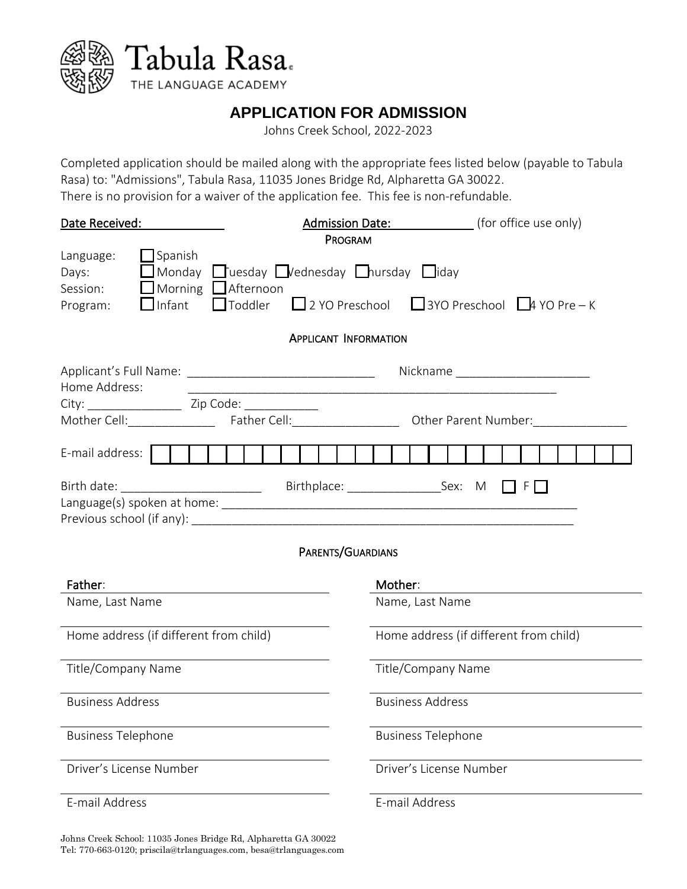Tabula Rasa
THE LANGUAGE ACADEMY

# APPLICATION FOR ADMISSION

Johns Creek School, 2022-2023

Completed application should be mailed along with the appropriate fees listed below (payable to Tabula Rasa) to: "Admissions", Tabula Rasa, 11035 Jones Bridge Rd, Alpharetta GA 30022.
There is no provision for a waiver of the application fee. This fee is non-refundable.

**Date Received:** ____________ **Admission Date:** ____________ (for office use only)

## PROGRAM

Language: ☐ Spanish
Days: ☐ Monday ☐ Tuesday ☐ Wednesday ☐ Thursday ☐ Friday
Session: ☐ Morning ☐ Afternoon
Program: ☐ Infant ☐ Toddler ☐ 2 YO Preschool ☐ 3YO Preschool ☐ 4 YO Pre – K

## APPLICANT INFORMATION

Applicant's Full Name: ___________________________ Nickname ___________________
Home Address: ______________________________________________________
City: ______________ Zip Code: ___________
Mother Cell:_____________ Father Cell:________________ Other Parent Number:______________

E-mail address: ☐☐☐☐☐☐☐☐☐☐☐☐☐☐☐☐☐☐☐☐☐☐☐☐☐☐

Birth date: _____________________ Birthplace: ______________Sex: M ☐ F ☐
Language(s) spoken at home: ______________________________________________________
Previous school (if any): _________________________________________________________

## PARENTS/GUARDIANS

**Father**:
Name, Last Name
Home address (if different from child)
Title/Company Name
Business Address
Business Telephone
Driver's License Number
E-mail Address

**Mother**:
Name, Last Name
Home address (if different from child)
Title/Company Name
Business Address
Business Telephone
Driver's License Number
E-mail Address

Johns Creek School: 11035 Jones Bridge Rd, Alpharetta GA 30022
Tel: 770-663-0120; priscila@trlanguages.com, besa@trlanguages.com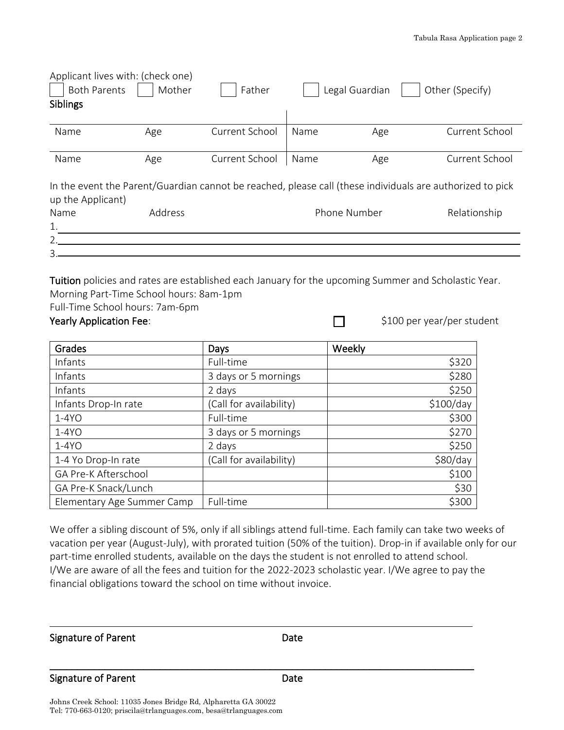Applicant lives with: (check one)

☐ Both Parents ☐ Mother ☐ Father ☐ Legal Guardian ☐ Other (Specify)

**Siblings**

| Name | Age | Current School | Name | Age | Current School |
|---|---|---|---|---|---|
| Name | Age | Current School | Name | Age | Current School |

In the event the Parent/Guardian cannot be reached, please call (these individuals are authorized to pick up the Applicant)

Name Address Phone Number Relationship

1.\_\_\_\_\_\_\_\_\_\_\_\_\_\_\_\_\_\_\_\_\_\_\_\_\_\_\_\_\_\_\_\_\_\_\_\_\_\_\_\_

2.\_\_\_\_\_\_\_\_\_\_\_\_\_\_\_\_\_\_\_\_\_\_\_\_\_\_\_\_\_\_\_\_\_\_\_\_\_\_\_\_

3.\_\_\_\_\_\_\_\_\_\_\_\_\_\_\_\_\_\_\_\_\_\_\_\_\_\_\_\_\_\_\_\_\_\_\_\_\_\_\_\_

**Tuition** policies and rates are established each January for the upcoming Summer and Scholastic Year.
Morning Part-Time School hours: 8am-1pm
Full-Time School hours: 7am-6pm

**Yearly Application Fee**: ☐ $100 per year/per student

| Grades | Days | Weekly |
|---|---|---|
| Infants | Full-time | $320 |
| Infants | 3 days or 5 mornings | $280 |
| Infants | 2 days | $250 |
| Infants Drop-In rate | (Call for availability) | $100/day |
| 1-4YO | Full-time | $300 |
| 1-4YO | 3 days or 5 mornings | $270 |
| 1-4YO | 2 days | $250 |
| 1-4 Yo Drop-In rate | (Call for availability) | $80/day |
| GA Pre-K Afterschool | | $100 |
| GA Pre-K Snack/Lunch | | $30 |
| Elementary Age Summer Camp | Full-time | $300 |

We offer a sibling discount of 5%, only if all siblings attend full-time. Each family can take two weeks of vacation per year (August-July), with prorated tuition (50% of the tuition). Drop-in if available only for our part-time enrolled students, available on the days the student is not enrolled to attend school.
I/We are aware of all the fees and tuition for the 2022-2023 scholastic year. I/We agree to pay the financial obligations toward the school on time without invoice.

\_\_\_\_\_\_\_\_\_\_\_\_\_\_\_\_\_\_\_\_\_\_\_\_\_\_\_\_\_\_\_\_\_\_\_\_\_\_\_\_

**Signature of Parent** **Date**

\_\_\_\_\_\_\_\_\_\_\_\_\_\_\_\_\_\_\_\_\_\_\_\_\_\_\_\_\_\_\_\_\_\_\_\_\_\_\_\_

**Signature of Parent** **Date**

Johns Creek School: 11035 Jones Bridge Rd, Alpharetta GA 30022
Tel: 770-663-0120; priscila@trlanguages.com, besa@trlanguages.com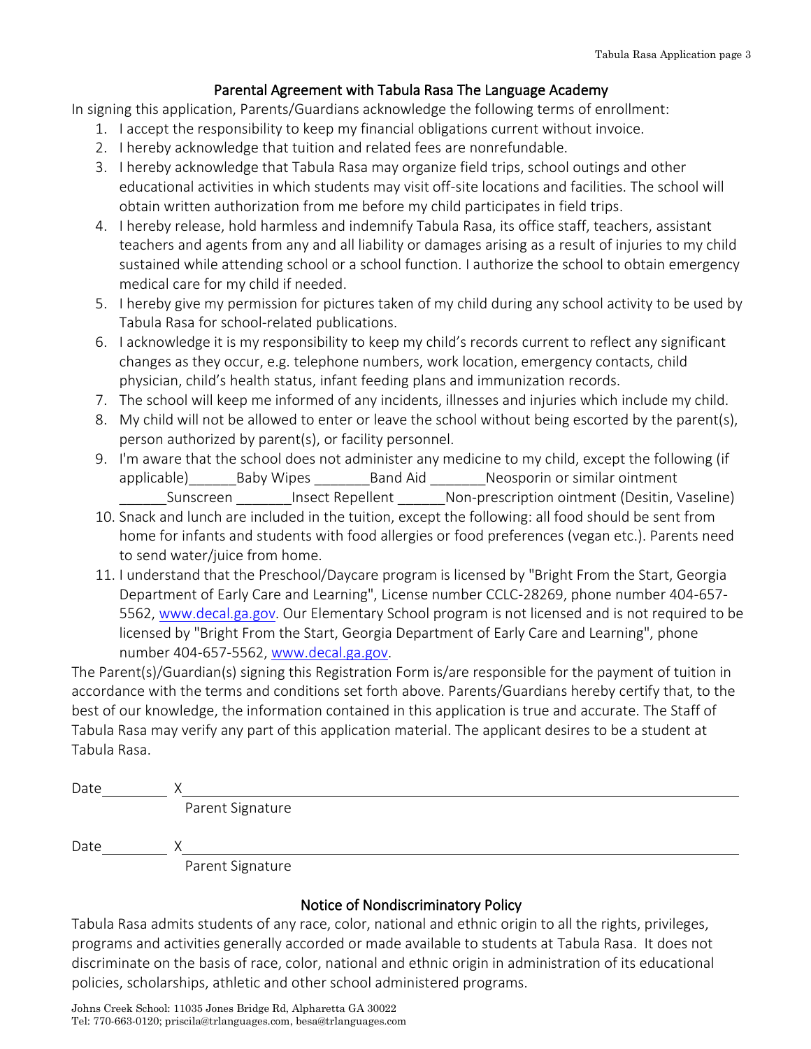## Parental Agreement with Tabula Rasa The Language Academy

In signing this application, Parents/Guardians acknowledge the following terms of enrollment:

1. I accept the responsibility to keep my financial obligations current without invoice.
2. I hereby acknowledge that tuition and related fees are nonrefundable.
3. I hereby acknowledge that Tabula Rasa may organize field trips, school outings and other educational activities in which students may visit off-site locations and facilities. The school will obtain written authorization from me before my child participates in field trips.
4. I hereby release, hold harmless and indemnify Tabula Rasa, its office staff, teachers, assistant teachers and agents from any and all liability or damages arising as a result of injuries to my child sustained while attending school or a school function. I authorize the school to obtain emergency medical care for my child if needed.
5. I hereby give my permission for pictures taken of my child during any school activity to be used by Tabula Rasa for school-related publications.
6. I acknowledge it is my responsibility to keep my child's records current to reflect any significant changes as they occur, e.g. telephone numbers, work location, emergency contacts, child physician, child's health status, infant feeding plans and immunization records.
7. The school will keep me informed of any incidents, illnesses and injuries which include my child.
8. My child will not be allowed to enter or leave the school without being escorted by the parent(s), person authorized by parent(s), or facility personnel.
9. I'm aware that the school does not administer any medicine to my child, except the following (if applicable)______Baby Wipes _______Band Aid _______Neosporin or similar ointment ______Sunscreen _______Insect Repellent ______Non-prescription ointment (Desitin, Vaseline)
10. Snack and lunch are included in the tuition, except the following: all food should be sent from home for infants and students with food allergies or food preferences (vegan etc.). Parents need to send water/juice from home.
11. I understand that the Preschool/Daycare program is licensed by "Bright From the Start, Georgia Department of Early Care and Learning", License number CCLC-28269, phone number 404-657-5562, www.decal.ga.gov. Our Elementary School program is not licensed and is not required to be licensed by "Bright From the Start, Georgia Department of Early Care and Learning", phone number 404-657-5562, www.decal.ga.gov.

The Parent(s)/Guardian(s) signing this Registration Form is/are responsible for the payment of tuition in accordance with the terms and conditions set forth above. Parents/Guardians hereby certify that, to the best of our knowledge, the information contained in this application is true and accurate. The Staff of Tabula Rasa may verify any part of this application material. The applicant desires to be a student at Tabula Rasa.

Date________ X______________________________________________
Parent Signature

Date________ X______________________________________________
Parent Signature

## Notice of Nondiscriminatory Policy

Tabula Rasa admits students of any race, color, national and ethnic origin to all the rights, privileges, programs and activities generally accorded or made available to students at Tabula Rasa. It does not discriminate on the basis of race, color, national and ethnic origin in administration of its educational policies, scholarships, athletic and other school administered programs.

Johns Creek School: 11035 Jones Bridge Rd, Alpharetta GA 30022
Tel: 770-663-0120; priscila@trlanguages.com, besa@trlanguages.com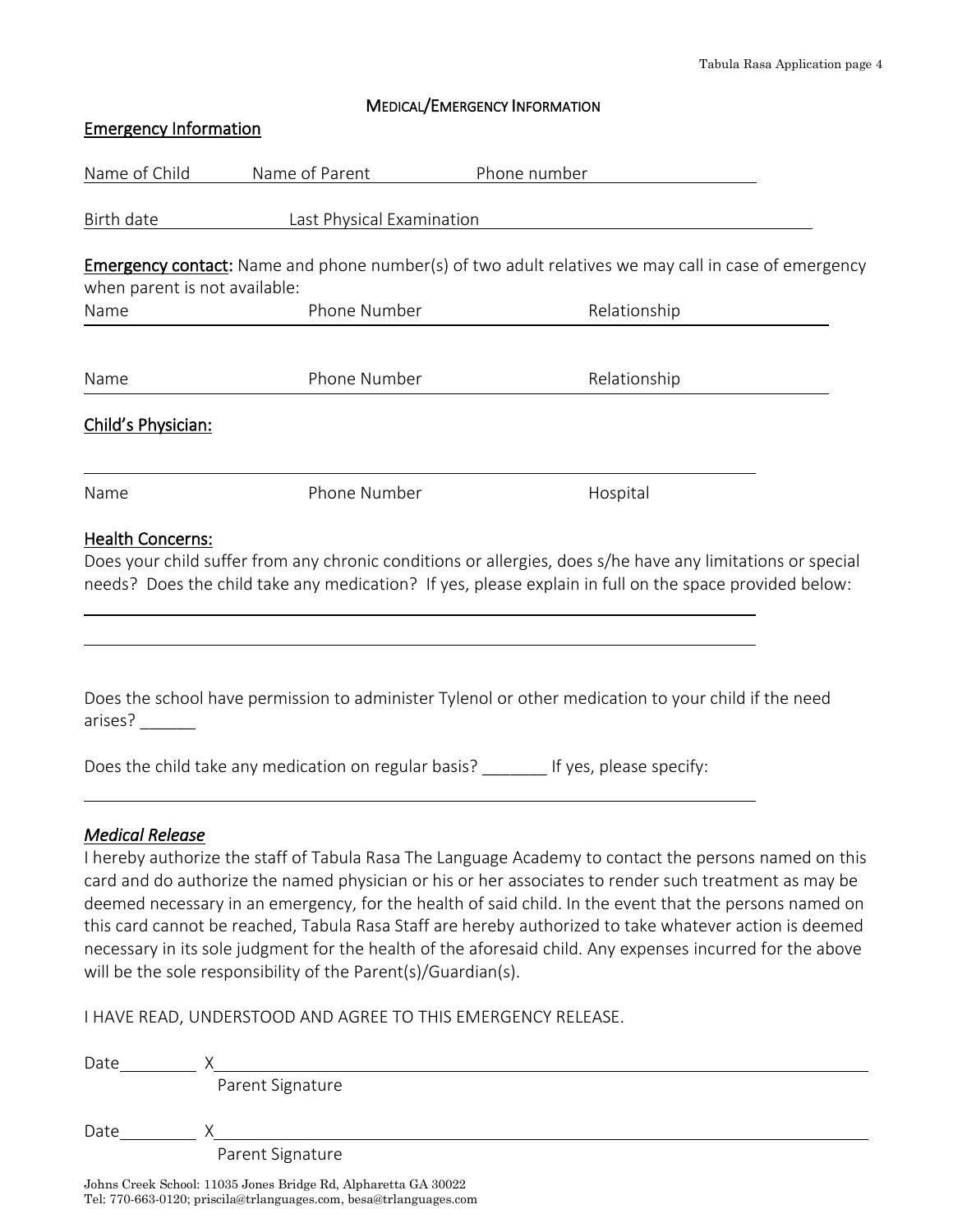## MEDICAL/EMERGENCY INFORMATION

### Emergency Information

Name of Child Name of Parent Phone number

Birth date Last Physical Examination

**Emergency contact:** Name and phone number(s) of two adult relatives we may call in case of emergency when parent is not available:

Name Phone Number Relationship

Name Phone Number Relationship

### Child's Physician:

Name Phone Number Hospital

### Health Concerns:

Does your child suffer from any chronic conditions or allergies, does s/he have any limitations or special needs? Does the child take any medication? If yes, please explain in full on the space provided below:

Does the school have permission to administer Tylenol or other medication to your child if the need arises? ______

Does the child take any medication on regular basis? _______ If yes, please specify:

### *Medical Release*

I hereby authorize the staff of Tabula Rasa The Language Academy to contact the persons named on this card and do authorize the named physician or his or her associates to render such treatment as may be deemed necessary in an emergency, for the health of said child. In the event that the persons named on this card cannot be reached, Tabula Rasa Staff are hereby authorized to take whatever action is deemed necessary in its sole judgment for the health of the aforesaid child. Any expenses incurred for the above will be the sole responsibility of the Parent(s)/Guardian(s).

I HAVE READ, UNDERSTOOD AND AGREE TO THIS EMERGENCY RELEASE.

Date_________ X______________________________________________
Parent Signature

Date_________ X______________________________________________
Parent Signature

Johns Creek School: 11035 Jones Bridge Rd, Alpharetta GA 30022
Tel: 770-663-0120; priscila@trlanguages.com, besa@trlanguages.com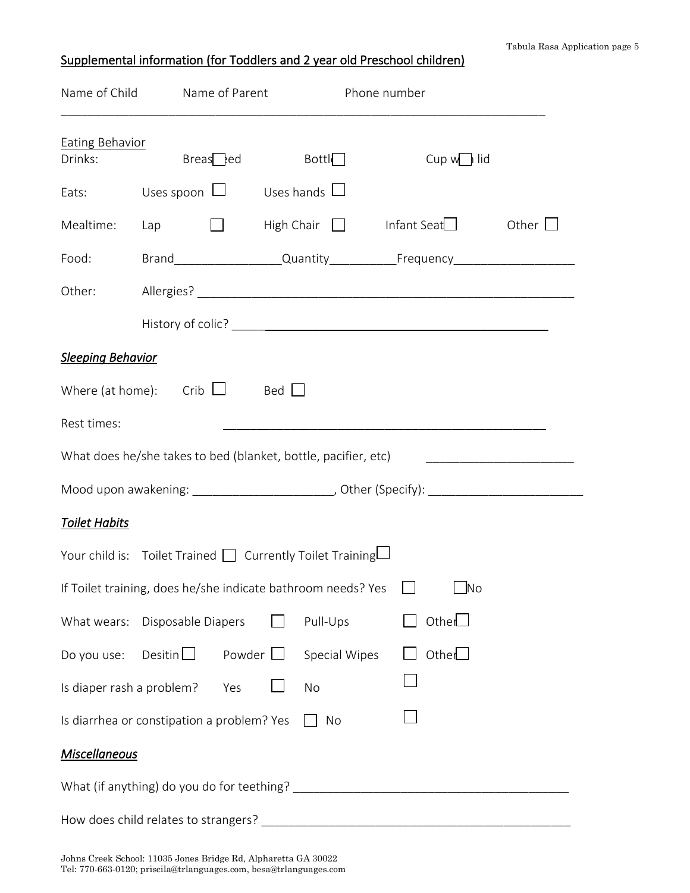## Supplemental information (for Toddlers and 2 year old Preschool children)

Name of Child Name of Parent Phone number

_______________________________________________________________________________

**Eating Behavior**

Drinks: Breast fed ☐ Bottle ☐ Cup with lid ☐

Eats: Uses spoon ☐ Uses hands ☐

Mealtime: Lap ☐ High Chair ☐ Infant Seat ☐ Other ☐

Food: Brand________________Quantity__________Frequency__________________

Other: Allergies? _________________________________________________________

History of colic? _____________________________________________

***Sleeping Behavior***

Where (at home): Crib ☐ Bed ☐

Rest times: ______________________________________________

What does he/she takes to bed (blanket, bottle, pacifier, etc) _____________________

Mood upon awakening: ____________________, Other (Specify): ______________________

***Toilet Habits***

Your child is: Toilet Trained ☐ Currently Toilet Training ☐

If Toilet training, does he/she indicate bathroom needs? Yes ☐ ☐ No

What wears: Disposable Diapers ☐ Pull-Ups ☐ Other ☐

Do you use: Desitin ☐ Powder ☐ Special Wipes ☐ Other ☐

Is diaper rash a problem? Yes ☐ No ☐

Is diarrhea or constipation a problem? Yes ☐ No ☐

***Miscellaneous***

What (if anything) do you do for teething? ________________________________________

How does child relates to strangers? ____________________________________________

Johns Creek School: 11035 Jones Bridge Rd, Alpharetta GA 30022
Tel: 770-663-0120; priscila@trlanguages.com, besa@trlanguages.com